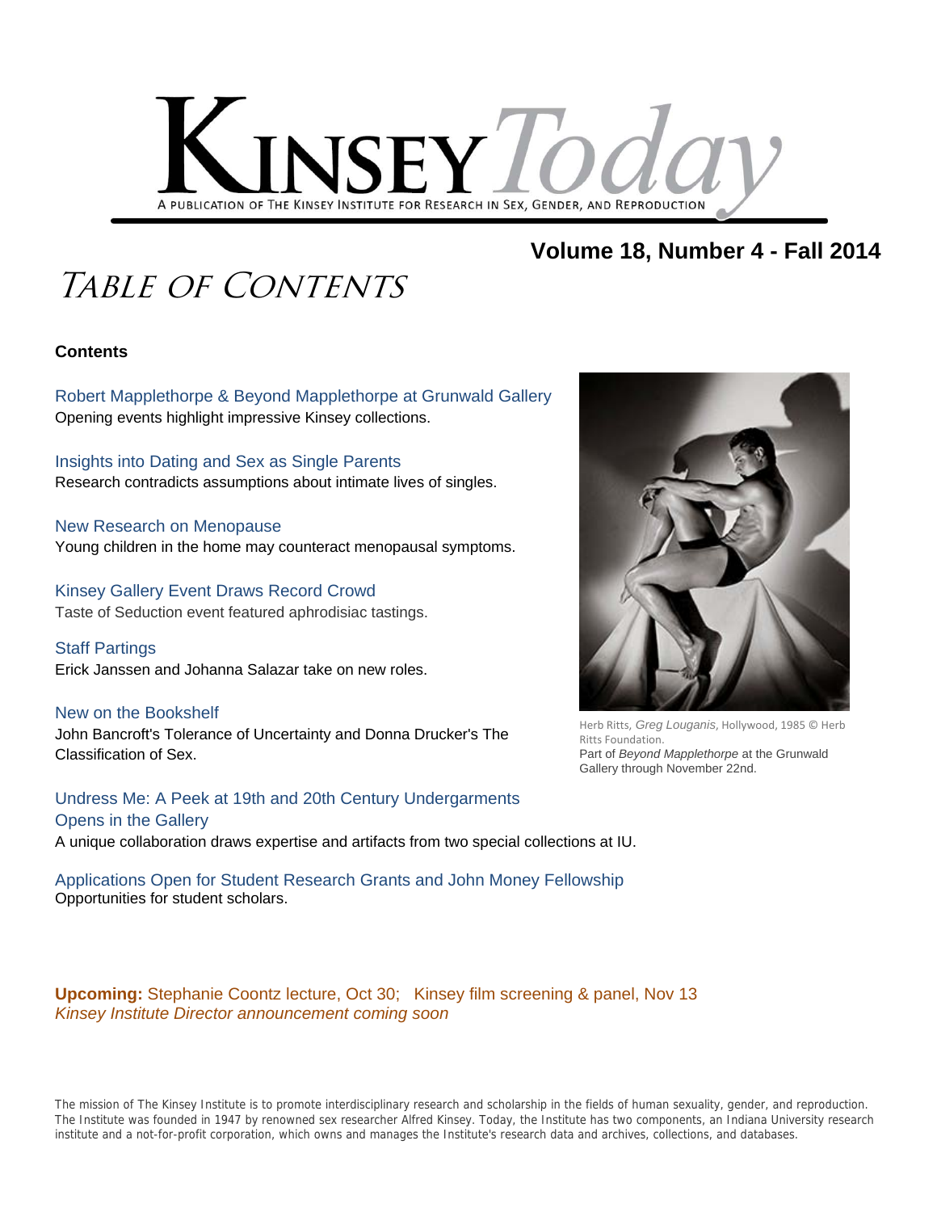# KINSEY *Today*

A PUBLICATION OF THE KINSEY INSTITUTE FOR RESEARCH IN SEX, GENDER, AND REPRODUCTION

## Volume 18, Number 4 - Fall 2014

# *Table of Contents*

**Contents**

Robert Mapplethorpe & Beyond Mapplethorpe at Grunwald Gallery
Opening events highlight impressive Kinsey collections.

Insights into Dating and Sex as Single Parents
Research contradicts assumptions about intimate lives of singles.

New Research on Menopause
Young children in the home may counteract menopausal symptoms.

Kinsey Gallery Event Draws Record Crowd
Taste of Seduction event featured aphrodisiac tastings.

Staff Partings
Erick Janssen and Johanna Salazar take on new roles.

New on the Bookshelf
John Bancroft's Tolerance of Uncertainty and Donna Drucker's The Classification of Sex.

Undress Me: A Peek at 19th and 20th Century Undergarments Opens in the Gallery
A unique collaboration draws expertise and artifacts from two special collections at IU.

Applications Open for Student Research Grants and John Money Fellowship
Opportunities for student scholars.

Herb Ritts, *Greg Louganis*, Hollywood, 1985 © Herb Ritts Foundation.
Part of *Beyond Mapplethorpe* at the Grunwald Gallery through November 22nd.

**Upcoming:** Stephanie Coontz lecture, Oct 30; Kinsey film screening & panel, Nov 13
*Kinsey Institute Director announcement coming soon*

The mission of The Kinsey Institute is to promote interdisciplinary research and scholarship in the fields of human sexuality, gender, and reproduction. The Institute was founded in 1947 by renowned sex researcher Alfred Kinsey. Today, the Institute has two components, an Indiana University research institute and a not-for-profit corporation, which owns and manages the Institute's research data and archives, collections, and databases.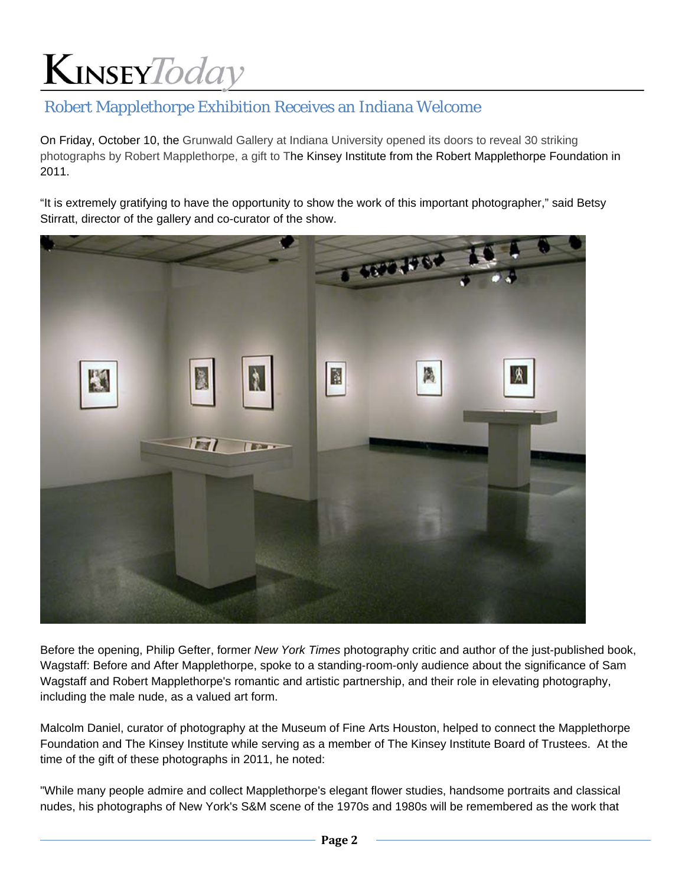## Robert Mapplethorpe Exhibition Receives an Indiana Welcome

On Friday, October 10, the Grunwald Gallery at Indiana University opened its doors to reveal 30 striking photographs by Robert Mapplethorpe, a gift to The Kinsey Institute from the Robert Mapplethorpe Foundation in 2011.

"It is extremely gratifying to have the opportunity to show the work of this important photographer," said Betsy Stirratt, director of the gallery and co-curator of the show.

Before the opening, Philip Gefter, former *New York Times* photography critic and author of the just-published book, Wagstaff: Before and After Mapplethorpe, spoke to a standing-room-only audience about the significance of Sam Wagstaff and Robert Mapplethorpe's romantic and artistic partnership, and their role in elevating photography, including the male nude, as a valued art form.

Malcolm Daniel, curator of photography at the Museum of Fine Arts Houston, helped to connect the Mapplethorpe Foundation and The Kinsey Institute while serving as a member of The Kinsey Institute Board of Trustees. At the time of the gift of these photographs in 2011, he noted:

"While many people admire and collect Mapplethorpe's elegant flower studies, handsome portraits and classical nudes, his photographs of New York's S&M scene of the 1970s and 1980s will be remembered as the work that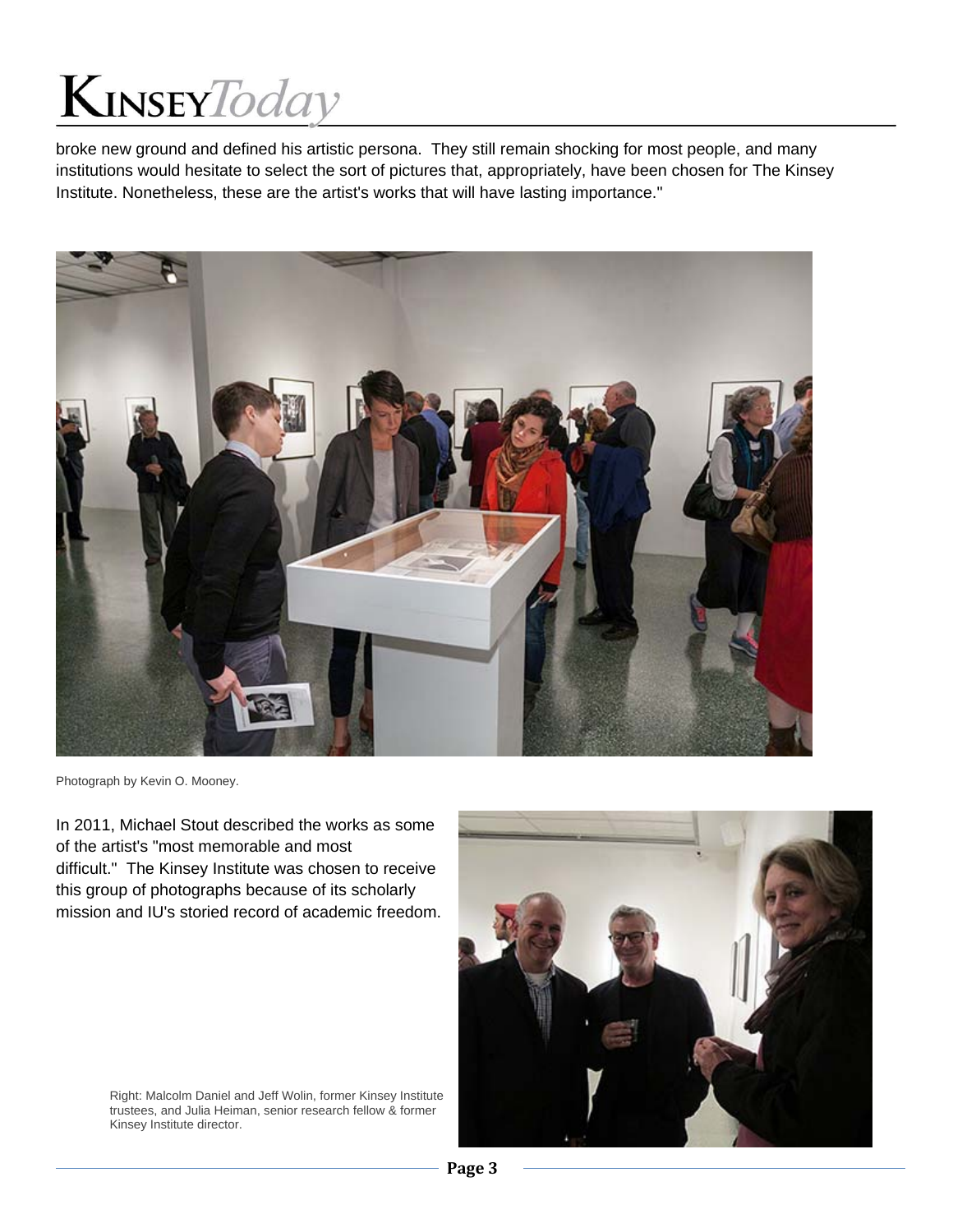broke new ground and defined his artistic persona. They still remain shocking for most people, and many institutions would hesitate to select the sort of pictures that, appropriately, have been chosen for The Kinsey Institute. Nonetheless, these are the artist's works that will have lasting importance."

Photograph by Kevin O. Mooney.

In 2011, Michael Stout described the works as some of the artist's "most memorable and most difficult." The Kinsey Institute was chosen to receive this group of photographs because of its scholarly mission and IU's storied record of academic freedom.

Right: Malcolm Daniel and Jeff Wolin, former Kinsey Institute trustees, and Julia Heiman, senior research fellow & former Kinsey Institute director.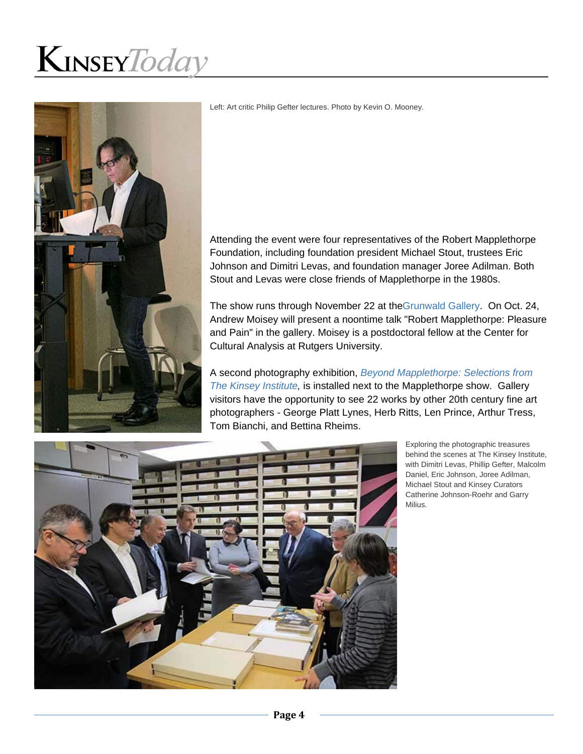Left: Art critic Philip Gefter lectures. Photo by Kevin O. Mooney.

Attending the event were four representatives of the Robert Mapplethorpe Foundation, including foundation president Michael Stout, trustees Eric Johnson and Dimitri Levas, and foundation manager Joree Adilman. Both Stout and Levas were close friends of Mapplethorpe in the 1980s.

The show runs through November 22 at theGrunwald Gallery. On Oct. 24, Andrew Moisey will present a noontime talk "Robert Mapplethorpe: Pleasure and Pain" in the gallery. Moisey is a postdoctoral fellow at the Center for Cultural Analysis at Rutgers University.

A second photography exhibition, *Beyond Mapplethorpe: Selections from The Kinsey Institute,* is installed next to the Mapplethorpe show. Gallery visitors have the opportunity to see 22 works by other 20th century fine art photographers - George Platt Lynes, Herb Ritts, Len Prince, Arthur Tress, Tom Bianchi, and Bettina Rheims.

Exploring the photographic treasures behind the scenes at The Kinsey Institute, with Dimitri Levas, Phillip Gefter, Malcolm Daniel, Eric Johnson, Joree Adilman, Michael Stout and Kinsey Curators Catherine Johnson-Roehr and Garry Milius.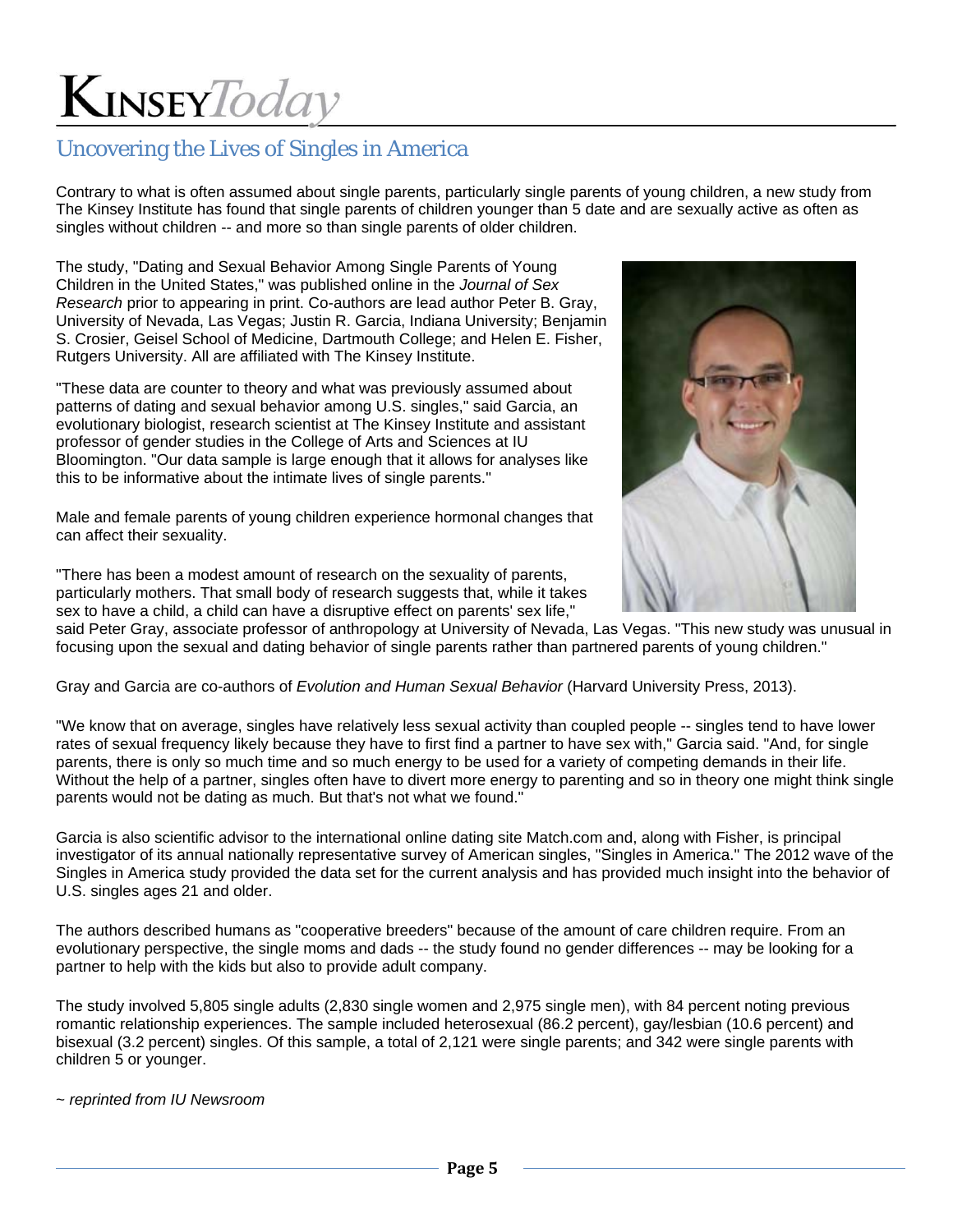# KINSEY*Today*

## Uncovering the Lives of Singles in America

Contrary to what is often assumed about single parents, particularly single parents of young children, a new study from The Kinsey Institute has found that single parents of children younger than 5 date and are sexually active as often as singles without children -- and more so than single parents of older children.

The study, "Dating and Sexual Behavior Among Single Parents of Young Children in the United States," was published online in the *Journal of Sex Research* prior to appearing in print. Co-authors are lead author Peter B. Gray, University of Nevada, Las Vegas; Justin R. Garcia, Indiana University; Benjamin S. Crosier, Geisel School of Medicine, Dartmouth College; and Helen E. Fisher, Rutgers University. All are affiliated with The Kinsey Institute.

"These data are counter to theory and what was previously assumed about patterns of dating and sexual behavior among U.S. singles," said Garcia, an evolutionary biologist, research scientist at The Kinsey Institute and assistant professor of gender studies in the College of Arts and Sciences at IU Bloomington. "Our data sample is large enough that it allows for analyses like this to be informative about the intimate lives of single parents."

Male and female parents of young children experience hormonal changes that can affect their sexuality.

"There has been a modest amount of research on the sexuality of parents, particularly mothers. That small body of research suggests that, while it takes sex to have a child, a child can have a disruptive effect on parents' sex life," said Peter Gray, associate professor of anthropology at University of Nevada, Las Vegas. "This new study was unusual in focusing upon the sexual and dating behavior of single parents rather than partnered parents of young children."

Gray and Garcia are co-authors of *Evolution and Human Sexual Behavior* (Harvard University Press, 2013).

"We know that on average, singles have relatively less sexual activity than coupled people -- singles tend to have lower rates of sexual frequency likely because they have to first find a partner to have sex with," Garcia said. "And, for single parents, there is only so much time and so much energy to be used for a variety of competing demands in their life. Without the help of a partner, singles often have to divert more energy to parenting and so in theory one might think single parents would not be dating as much. But that's not what we found."

Garcia is also scientific advisor to the international online dating site Match.com and, along with Fisher, is principal investigator of its annual nationally representative survey of American singles, "Singles in America." The 2012 wave of the Singles in America study provided the data set for the current analysis and has provided much insight into the behavior of U.S. singles ages 21 and older.

The authors described humans as "cooperative breeders" because of the amount of care children require. From an evolutionary perspective, the single moms and dads -- the study found no gender differences -- may be looking for a partner to help with the kids but also to provide adult company.

The study involved 5,805 single adults (2,830 single women and 2,975 single men), with 84 percent noting previous romantic relationship experiences. The sample included heterosexual (86.2 percent), gay/lesbian (10.6 percent) and bisexual (3.2 percent) singles. Of this sample, a total of 2,121 were single parents; and 342 were single parents with children 5 or younger.

*~ reprinted from IU Newsroom*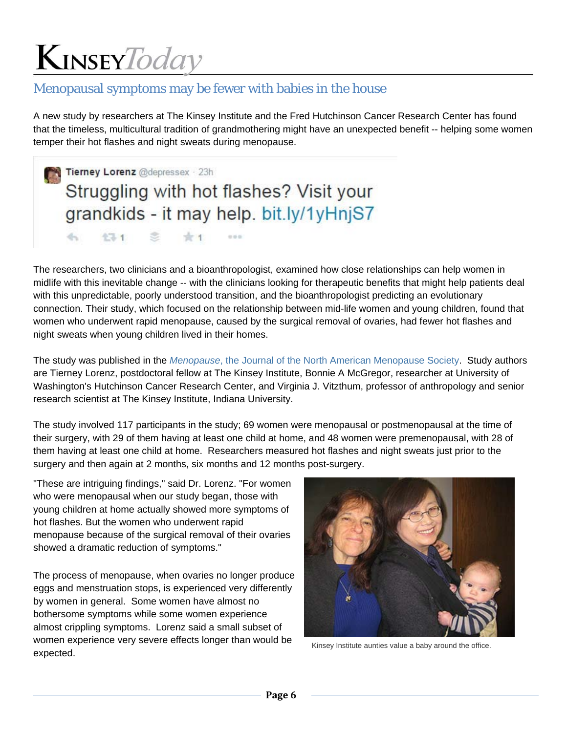## Menopausal symptoms may be fewer with babies in the house

A new study by researchers at The Kinsey Institute and the Fred Hutchinson Cancer Research Center has found that the timeless, multicultural tradition of grandmothering might have an unexpected benefit -- helping some women temper their hot flashes and night sweats during menopause.

Tierney Lorenz @depressex · 23h
Struggling with hot flashes? Visit your grandkids - it may help. bit.ly/1yHnjS7

The researchers, two clinicians and a bioanthropologist, examined how close relationships can help women in midlife with this inevitable change -- with the clinicians looking for therapeutic benefits that might help patients deal with this unpredictable, poorly understood transition, and the bioanthropologist predicting an evolutionary connection. Their study, which focused on the relationship between mid-life women and young children, found that women who underwent rapid menopause, caused by the surgical removal of ovaries, had fewer hot flashes and night sweats when young children lived in their homes.

The study was published in the *Menopause*, the Journal of the North American Menopause Society. Study authors are Tierney Lorenz, postdoctoral fellow at The Kinsey Institute, Bonnie A McGregor, researcher at University of Washington's Hutchinson Cancer Research Center, and Virginia J. Vitzthum, professor of anthropology and senior research scientist at The Kinsey Institute, Indiana University.

The study involved 117 participants in the study; 69 women were menopausal or postmenopausal at the time of their surgery, with 29 of them having at least one child at home, and 48 women were premenopausal, with 28 of them having at least one child at home. Researchers measured hot flashes and night sweats just prior to the surgery and then again at 2 months, six months and 12 months post-surgery.

"These are intriguing findings," said Dr. Lorenz. "For women who were menopausal when our study began, those with young children at home actually showed more symptoms of hot flashes. But the women who underwent rapid menopause because of the surgical removal of their ovaries showed a dramatic reduction of symptoms."

The process of menopause, when ovaries no longer produce eggs and menstruation stops, is experienced very differently by women in general. Some women have almost no bothersome symptoms while some women experience almost crippling symptoms. Lorenz said a small subset of women experience very severe effects longer than would be expected.

Kinsey Institute aunties value a baby around the office.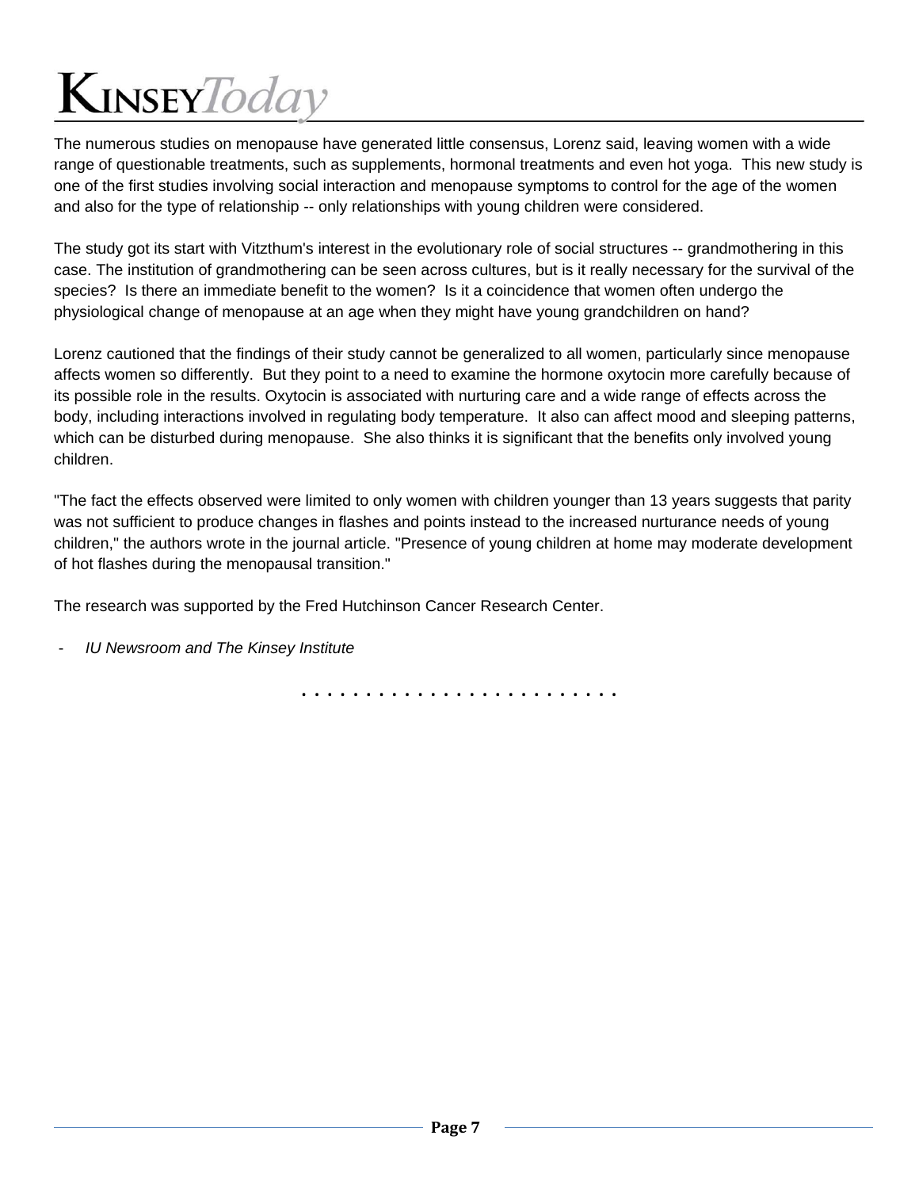The numerous studies on menopause have generated little consensus, Lorenz said, leaving women with a wide range of questionable treatments, such as supplements, hormonal treatments and even hot yoga.  This new study is one of the first studies involving social interaction and menopause symptoms to control for the age of the women and also for the type of relationship -- only relationships with young children were considered.

The study got its start with Vitzthum's interest in the evolutionary role of social structures -- grandmothering in this case. The institution of grandmothering can be seen across cultures, but is it really necessary for the survival of the species?  Is there an immediate benefit to the women?  Is it a coincidence that women often undergo the physiological change of menopause at an age when they might have young grandchildren on hand?

Lorenz cautioned that the findings of their study cannot be generalized to all women, particularly since menopause affects women so differently.  But they point to a need to examine the hormone oxytocin more carefully because of its possible role in the results. Oxytocin is associated with nurturing care and a wide range of effects across the body, including interactions involved in regulating body temperature.  It also can affect mood and sleeping patterns, which can be disturbed during menopause.  She also thinks it is significant that the benefits only involved young children.

"The fact the effects observed were limited to only women with children younger than 13 years suggests that parity was not sufficient to produce changes in flashes and points instead to the increased nurturance needs of young children," the authors wrote in the journal article. "Presence of young children at home may moderate development of hot flashes during the menopausal transition."

The research was supported by the Fred Hutchinson Cancer Research Center.

- *IU Newsroom and The Kinsey Institute*

. . . . . . . . . . . . . . . . . . . . . . . . .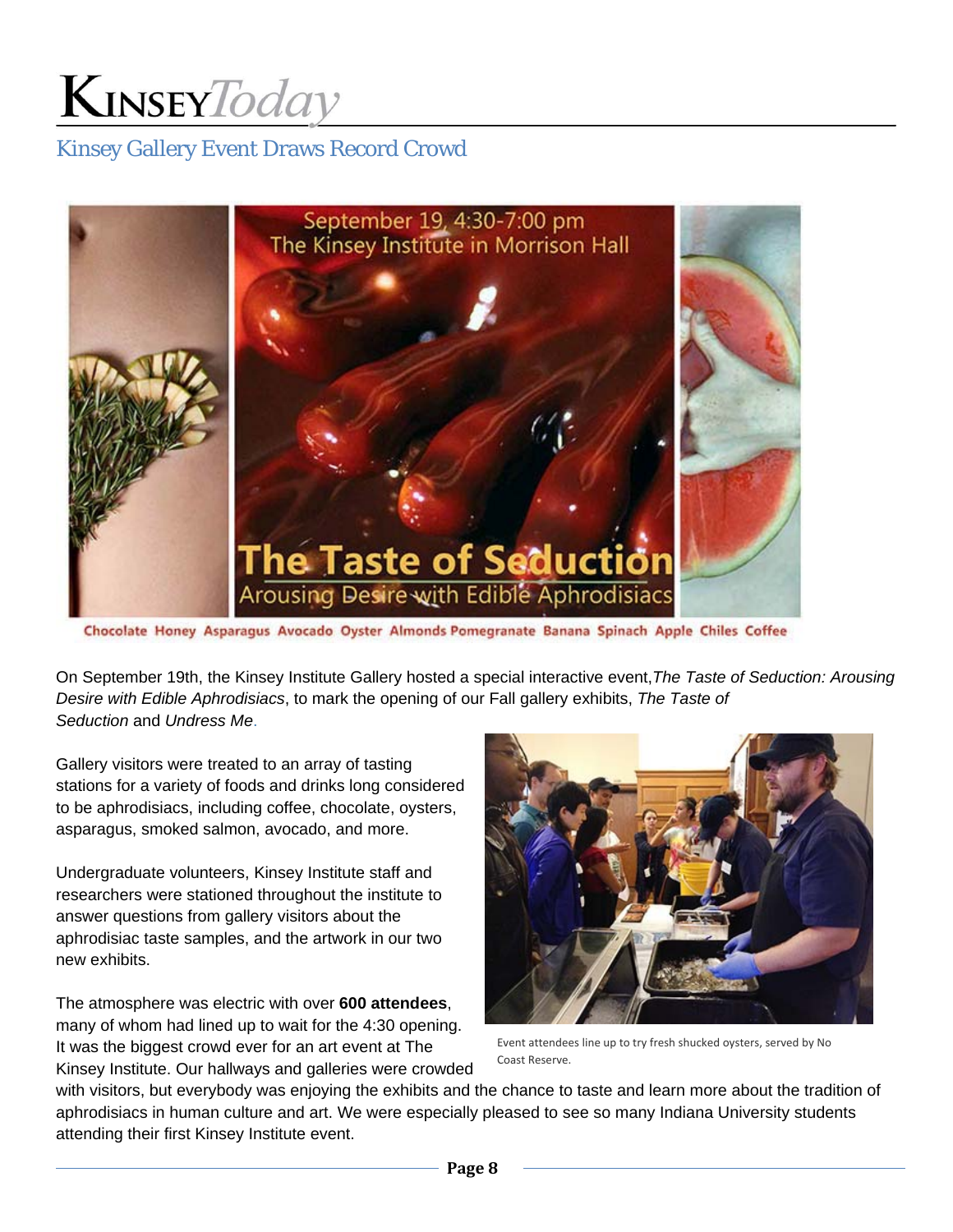## Kinsey Gallery Event Draws Record Crowd

September 19, 4:30-7:00 pm
The Kinsey Institute in Morrison Hall

The Taste of Seduction
Arousing Desire with Edible Aphrodisiacs

Chocolate Honey Asparagus Avocado Oyster Almonds Pomegranate Banana Spinach Apple Chiles Coffee

On September 19th, the Kinsey Institute Gallery hosted a special interactive event, *The Taste of Seduction: Arousing Desire with Edible Aphrodisiacs*, to mark the opening of our Fall gallery exhibits, *The Taste of Seduction* and *Undress Me*.

Gallery visitors were treated to an array of tasting stations for a variety of foods and drinks long considered to be aphrodisiacs, including coffee, chocolate, oysters, asparagus, smoked salmon, avocado, and more.

Undergraduate volunteers, Kinsey Institute staff and researchers were stationed throughout the institute to answer questions from gallery visitors about the aphrodisiac taste samples, and the artwork in our two new exhibits.

The atmosphere was electric with over **600 attendees**, many of whom had lined up to wait for the 4:30 opening. It was the biggest crowd ever for an art event at The Kinsey Institute. Our hallways and galleries were crowded with visitors, but everybody was enjoying the exhibits and the chance to taste and learn more about the tradition of aphrodisiacs in human culture and art. We were especially pleased to see so many Indiana University students attending their first Kinsey Institute event.

Event attendees line up to try fresh shucked oysters, served by No Coast Reserve.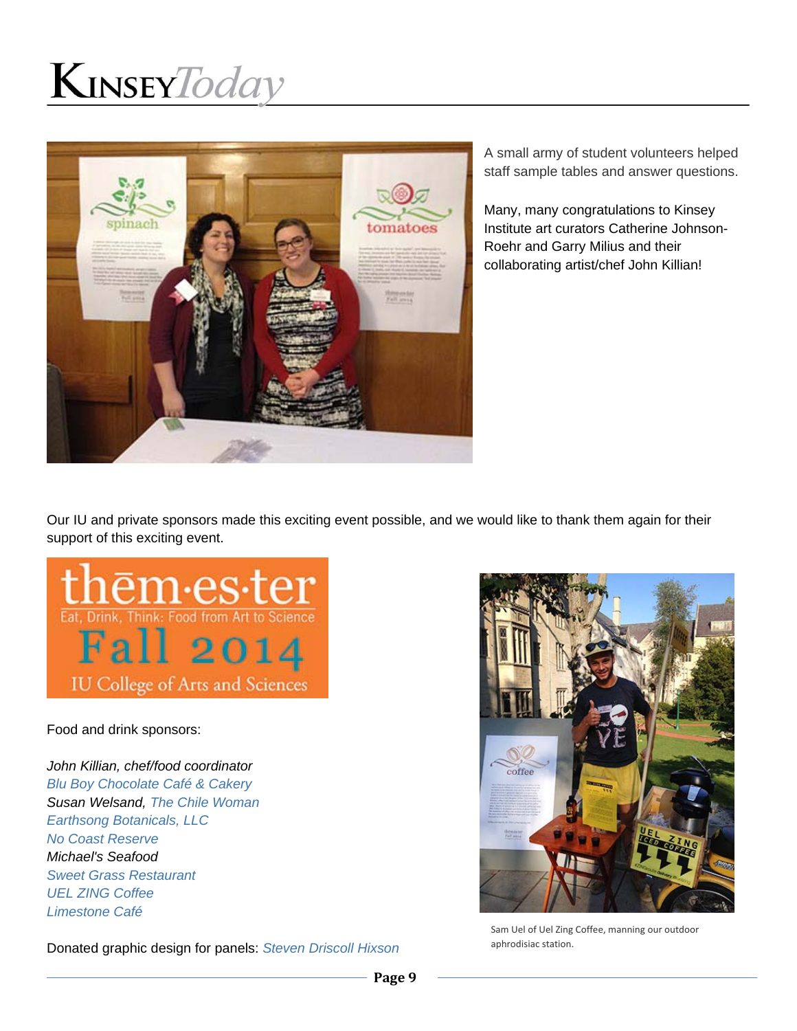A small army of student volunteers helped staff sample tables and answer questions.

Many, many congratulations to Kinsey Institute art curators Catherine Johnson-Roehr and Garry Milius and their collaborating artist/chef John Killian!

Our IU and private sponsors made this exciting event possible, and we would like to thank them again for their support of this exciting event.

Food and drink sponsors:

*John Killian, chef/food coordinator*
*Blu Boy Chocolate Café & Cakery*
*Susan Welsand, The Chile Woman*
*Earthsong Botanicals, LLC*
*No Coast Reserve*
*Michael's Seafood*
*Sweet Grass Restaurant*
*UEL ZING Coffee*
*Limestone Café*

Donated graphic design for panels: *Steven Driscoll Hixson*

Sam Uel of Uel Zing Coffee, manning our outdoor aphrodisiac station.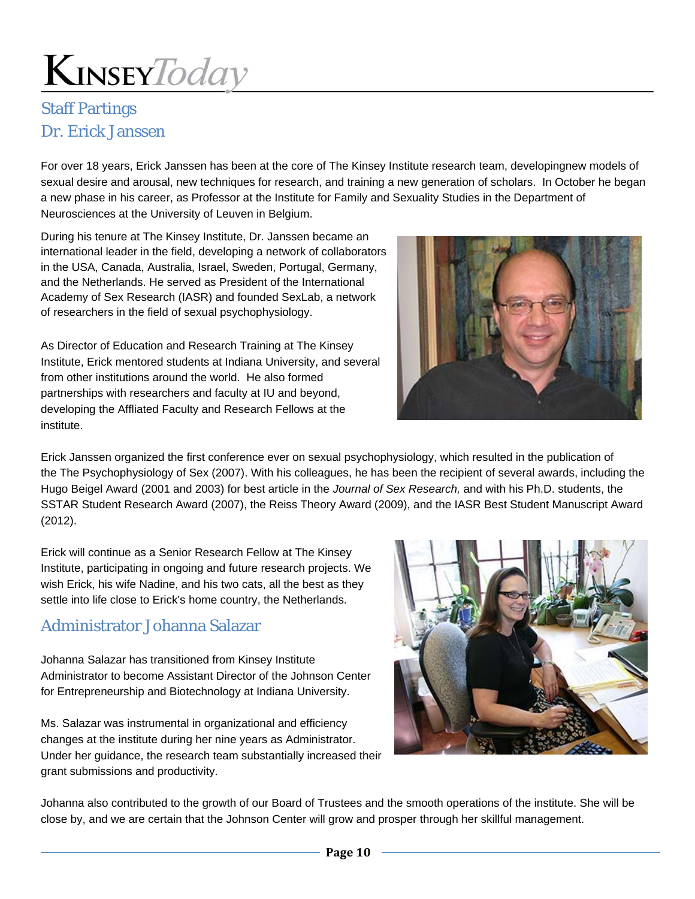## Staff Partings

## Dr. Erick Janssen

For over 18 years, Erick Janssen has been at the core of The Kinsey Institute research team, developingnew models of sexual desire and arousal, new techniques for research, and training a new generation of scholars. In October he began a new phase in his career, as Professor at the Institute for Family and Sexuality Studies in the Department of Neurosciences at the University of Leuven in Belgium.

During his tenure at The Kinsey Institute, Dr. Janssen became an international leader in the field, developing a network of collaborators in the USA, Canada, Australia, Israel, Sweden, Portugal, Germany, and the Netherlands. He served as President of the International Academy of Sex Research (IASR) and founded SexLab, a network of researchers in the field of sexual psychophysiology.

As Director of Education and Research Training at The Kinsey Institute, Erick mentored students at Indiana University, and several from other institutions around the world. He also formed partnerships with researchers and faculty at IU and beyond, developing the Affliated Faculty and Research Fellows at the institute.

Erick Janssen organized the first conference ever on sexual psychophysiology, which resulted in the publication of the The Psychophysiology of Sex (2007). With his colleagues, he has been the recipient of several awards, including the Hugo Beigel Award (2001 and 2003) for best article in the *Journal of Sex Research,* and with his Ph.D. students, the SSTAR Student Research Award (2007), the Reiss Theory Award (2009), and the IASR Best Student Manuscript Award (2012).

Erick will continue as a Senior Research Fellow at The Kinsey Institute, participating in ongoing and future research projects. We wish Erick, his wife Nadine, and his two cats, all the best as they settle into life close to Erick's home country, the Netherlands.

## Administrator Johanna Salazar

Johanna Salazar has transitioned from Kinsey Institute Administrator to become Assistant Director of the Johnson Center for Entrepreneurship and Biotechnology at Indiana University.

Ms. Salazar was instrumental in organizational and efficiency changes at the institute during her nine years as Administrator. Under her guidance, the research team substantially increased their grant submissions and productivity.

Johanna also contributed to the growth of our Board of Trustees and the smooth operations of the institute. She will be close by, and we are certain that the Johnson Center will grow and prosper through her skillful management.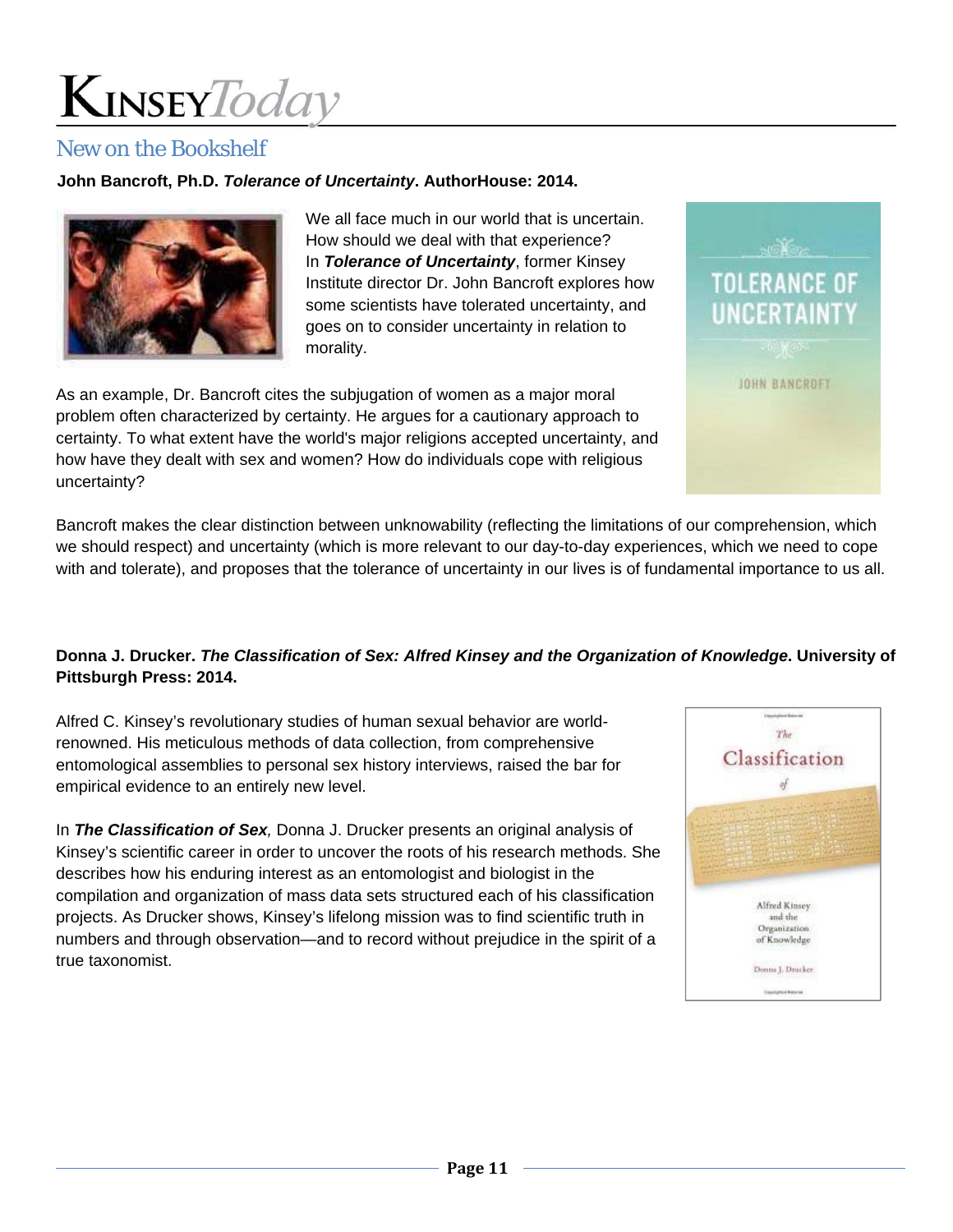## New on the Bookshelf

**John Bancroft, Ph.D. *Tolerance of Uncertainty*. AuthorHouse: 2014.**

We all face much in our world that is uncertain. How should we deal with that experience? In ***Tolerance of Uncertainty***, former Kinsey Institute director Dr. John Bancroft explores how some scientists have tolerated uncertainty, and goes on to consider uncertainty in relation to morality.

As an example, Dr. Bancroft cites the subjugation of women as a major moral problem often characterized by certainty. He argues for a cautionary approach to certainty. To what extent have the world's major religions accepted uncertainty, and how have they dealt with sex and women? How do individuals cope with religious uncertainty?

Bancroft makes the clear distinction between unknowability (reflecting the limitations of our comprehension, which we should respect) and uncertainty (which is more relevant to our day-to-day experiences, which we need to cope with and tolerate), and proposes that the tolerance of uncertainty in our lives is of fundamental importance to us all.

**Donna J. Drucker. *The Classification of Sex: Alfred Kinsey and the Organization of Knowledge*. University of Pittsburgh Press: 2014.**

Alfred C. Kinsey's revolutionary studies of human sexual behavior are world-renowned. His meticulous methods of data collection, from comprehensive entomological assemblies to personal sex history interviews, raised the bar for empirical evidence to an entirely new level.

In ***The Classification of Sex**,* Donna J. Drucker presents an original analysis of Kinsey's scientific career in order to uncover the roots of his research methods. She describes how his enduring interest as an entomologist and biologist in the compilation and organization of mass data sets structured each of his classification projects. As Drucker shows, Kinsey's lifelong mission was to find scientific truth in numbers and through observation—and to record without prejudice in the spirit of a true taxonomist.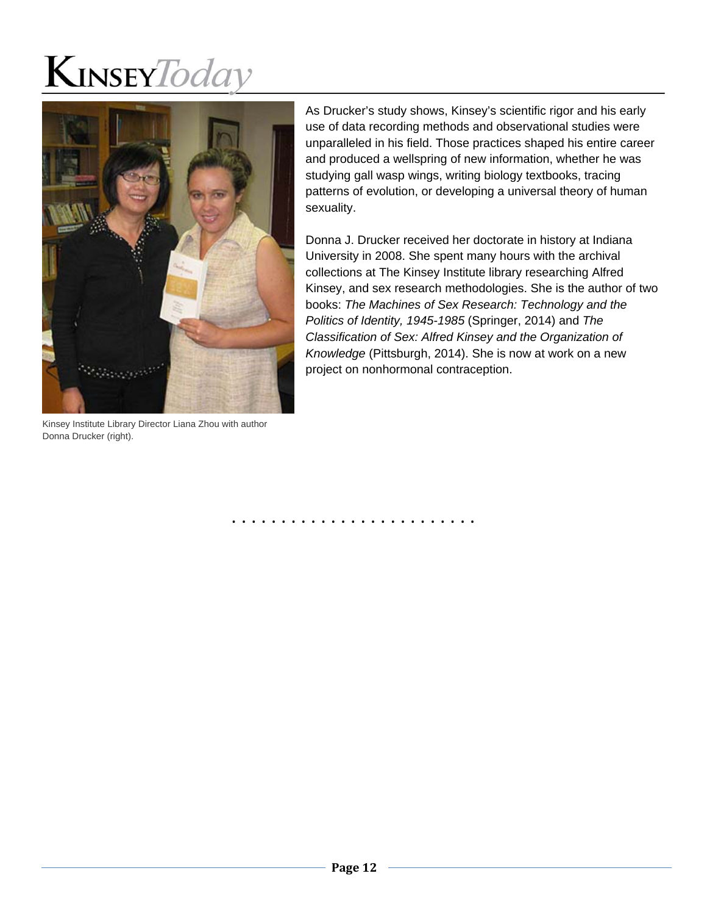As Drucker's study shows, Kinsey's scientific rigor and his early use of data recording methods and observational studies were unparalleled in his field. Those practices shaped his entire career and produced a wellspring of new information, whether he was studying gall wasp wings, writing biology textbooks, tracing patterns of evolution, or developing a universal theory of human sexuality.

Donna J. Drucker received her doctorate in history at Indiana University in 2008. She spent many hours with the archival collections at The Kinsey Institute library researching Alfred Kinsey, and sex research methodologies. She is the author of two books: *The Machines of Sex Research: Technology and the Politics of Identity, 1945-1985* (Springer, 2014) and *The Classification of Sex: Alfred Kinsey and the Organization of Knowledge* (Pittsburgh, 2014). She is now at work on a new project on nonhormonal contraception.

Kinsey Institute Library Director Liana Zhou with author Donna Drucker (right).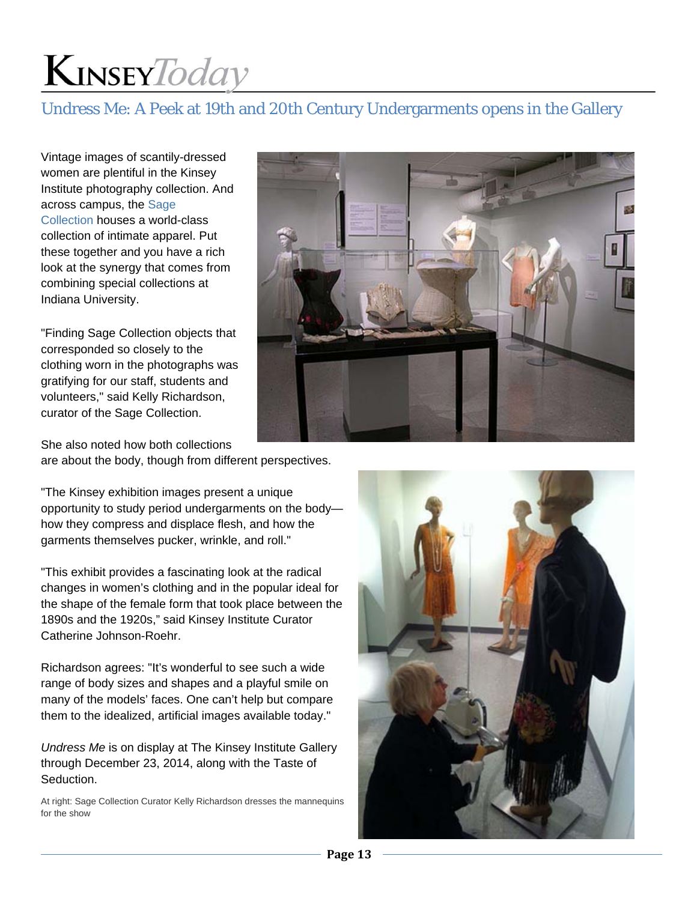## Undress Me: A Peek at 19th and 20th Century Undergarments opens in the Gallery

Vintage images of scantily-dressed women are plentiful in the Kinsey Institute photography collection. And across campus, the Sage Collection houses a world-class collection of intimate apparel. Put these together and you have a rich look at the synergy that comes from combining special collections at Indiana University.

"Finding Sage Collection objects that corresponded so closely to the clothing worn in the photographs was gratifying for our staff, students and volunteers," said Kelly Richardson, curator of the Sage Collection.

She also noted how both collections are about the body, though from different perspectives.

"The Kinsey exhibition images present a unique opportunity to study period undergarments on the body—how they compress and displace flesh, and how the garments themselves pucker, wrinkle, and roll."

"This exhibit provides a fascinating look at the radical changes in women's clothing and in the popular ideal for the shape of the female form that took place between the 1890s and the 1920s," said Kinsey Institute Curator Catherine Johnson-Roehr.

Richardson agrees: "It's wonderful to see such a wide range of body sizes and shapes and a playful smile on many of the models' faces. One can't help but compare them to the idealized, artificial images available today."

*Undress Me* is on display at The Kinsey Institute Gallery through December 23, 2014, along with the Taste of Seduction.

At right: Sage Collection Curator Kelly Richardson dresses the mannequins for the show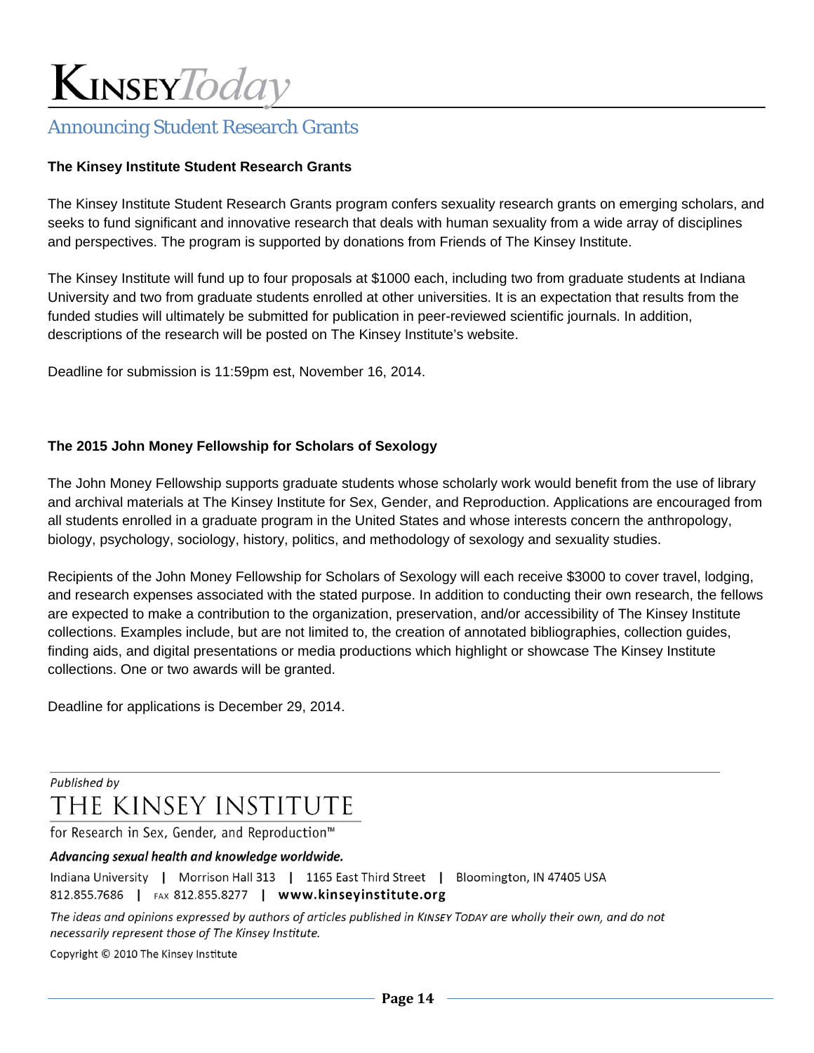## Announcing Student Research Grants

**The Kinsey Institute Student Research Grants**

The Kinsey Institute Student Research Grants program confers sexuality research grants on emerging scholars, and seeks to fund significant and innovative research that deals with human sexuality from a wide array of disciplines and perspectives. The program is supported by donations from Friends of The Kinsey Institute.

The Kinsey Institute will fund up to four proposals at $1000 each, including two from graduate students at Indiana University and two from graduate students enrolled at other universities. It is an expectation that results from the funded studies will ultimately be submitted for publication in peer-reviewed scientific journals. In addition, descriptions of the research will be posted on The Kinsey Institute's website.

Deadline for submission is 11:59pm est, November 16, 2014.

**The 2015 John Money Fellowship for Scholars of Sexology**

The John Money Fellowship supports graduate students whose scholarly work would benefit from the use of library and archival materials at The Kinsey Institute for Sex, Gender, and Reproduction. Applications are encouraged from all students enrolled in a graduate program in the United States and whose interests concern the anthropology, biology, psychology, sociology, history, politics, and methodology of sexology and sexuality studies.

Recipients of the John Money Fellowship for Scholars of Sexology will each receive $3000 to cover travel, lodging, and research expenses associated with the stated purpose. In addition to conducting their own research, the fellows are expected to make a contribution to the organization, preservation, and/or accessibility of The Kinsey Institute collections. Examples include, but are not limited to, the creation of annotated bibliographies, collection guides, finding aids, and digital presentations or media productions which highlight or showcase The Kinsey Institute collections. One or two awards will be granted.

Deadline for applications is December 29, 2014.

---

*Published by*

THE KINSEY INSTITUTE

for Research in Sex, Gender, and Reproduction™

***Advancing sexual health and knowledge worldwide.***

Indiana University | Morrison Hall 313 | 1165 East Third Street | Bloomington, IN 47405 USA
812.855.7686 | FAX 812.855.8277 | **www.kinseyinstitute.org**

*The ideas and opinions expressed by authors of articles published in KINSEY TODAY are wholly their own, and do not necessarily represent those of The Kinsey Institute.*

Copyright © 2010 The Kinsey Institute